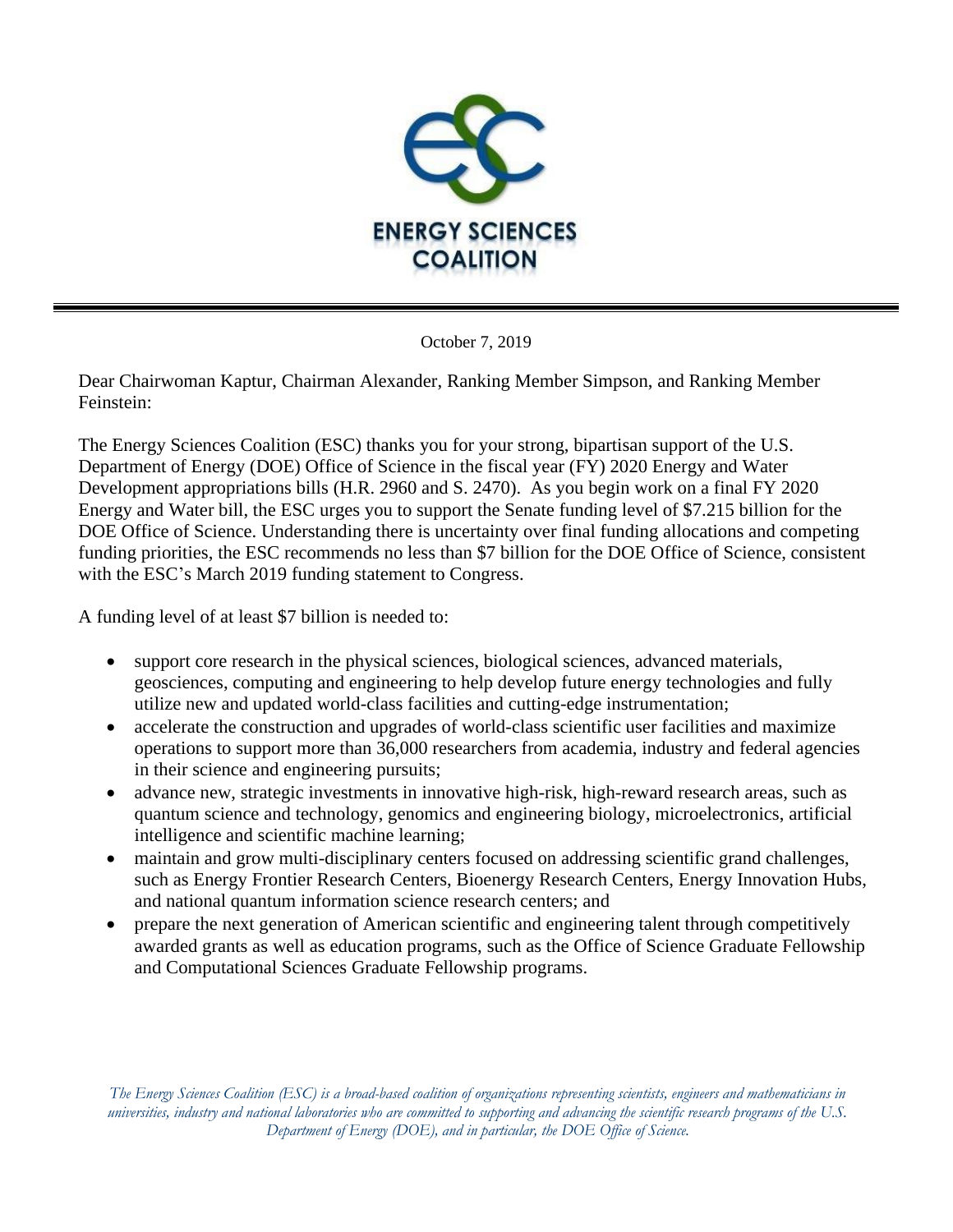**ENERGY SCIENCES COALITION**

October 7, 2019

Dear Chairwoman Kaptur, Chairman Alexander, Ranking Member Simpson, and Ranking Member Feinstein:

The Energy Sciences Coalition (ESC) thanks you for your strong, bipartisan support of the U.S. Department of Energy (DOE) Office of Science in the fiscal year (FY) 2020 Energy and Water Development appropriations bills (H.R. 2960 and S. 2470). As you begin work on a final FY 2020 Energy and Water bill, the ESC urges you to support the Senate funding level of $7.215 billion for the DOE Office of Science. Understanding there is uncertainty over final funding allocations and competing funding priorities, the ESC recommends no less than $7 billion for the DOE Office of Science, consistent with the ESC's March 2019 funding statement to Congress.

A funding level of at least $7 billion is needed to:

- support core research in the physical sciences, biological sciences, advanced materials, geosciences, computing and engineering to help develop future energy technologies and fully utilize new and updated world-class facilities and cutting-edge instrumentation;
- accelerate the construction and upgrades of world-class scientific user facilities and maximize operations to support more than 36,000 researchers from academia, industry and federal agencies in their science and engineering pursuits;
- advance new, strategic investments in innovative high-risk, high-reward research areas, such as quantum science and technology, genomics and engineering biology, microelectronics, artificial intelligence and scientific machine learning;
- maintain and grow multi-disciplinary centers focused on addressing scientific grand challenges, such as Energy Frontier Research Centers, Bioenergy Research Centers, Energy Innovation Hubs, and national quantum information science research centers; and
- prepare the next generation of American scientific and engineering talent through competitively awarded grants as well as education programs, such as the Office of Science Graduate Fellowship and Computational Sciences Graduate Fellowship programs.

*The Energy Sciences Coalition (ESC) is a broad-based coalition of organizations representing scientists, engineers and mathematicians in universities, industry and national laboratories who are committed to supporting and advancing the scientific research programs of the U.S. Department of Energy (DOE), and in particular, the DOE Office of Science.*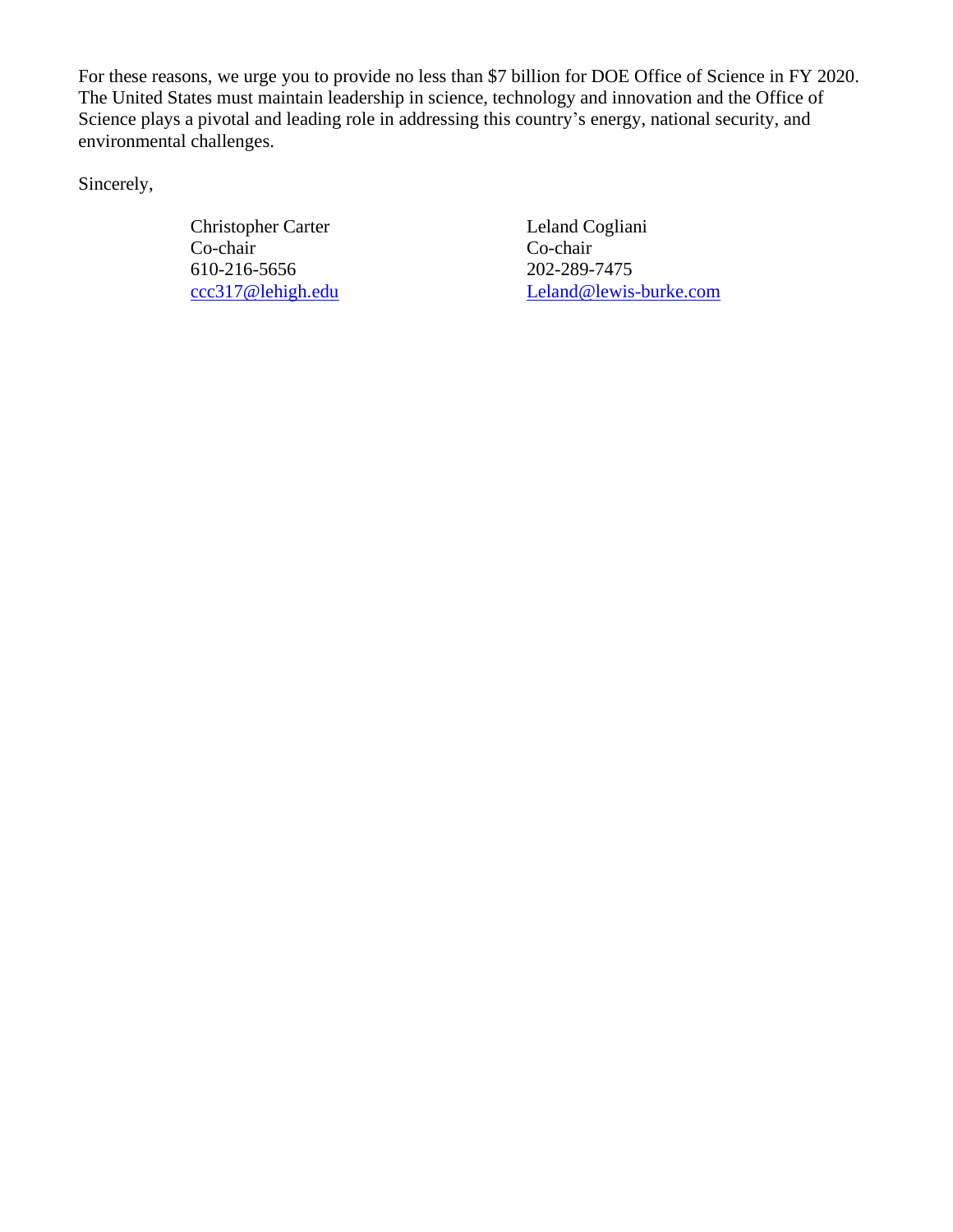For these reasons, we urge you to provide no less than $7 billion for DOE Office of Science in FY 2020. The United States must maintain leadership in science, technology and innovation and the Office of Science plays a pivotal and leading role in addressing this country's energy, national security, and environmental challenges.

Sincerely,

Christopher Carter
Co-chair
610-216-5656
ccc317@lehigh.edu

Leland Cogliani
Co-chair
202-289-7475
Leland@lewis-burke.com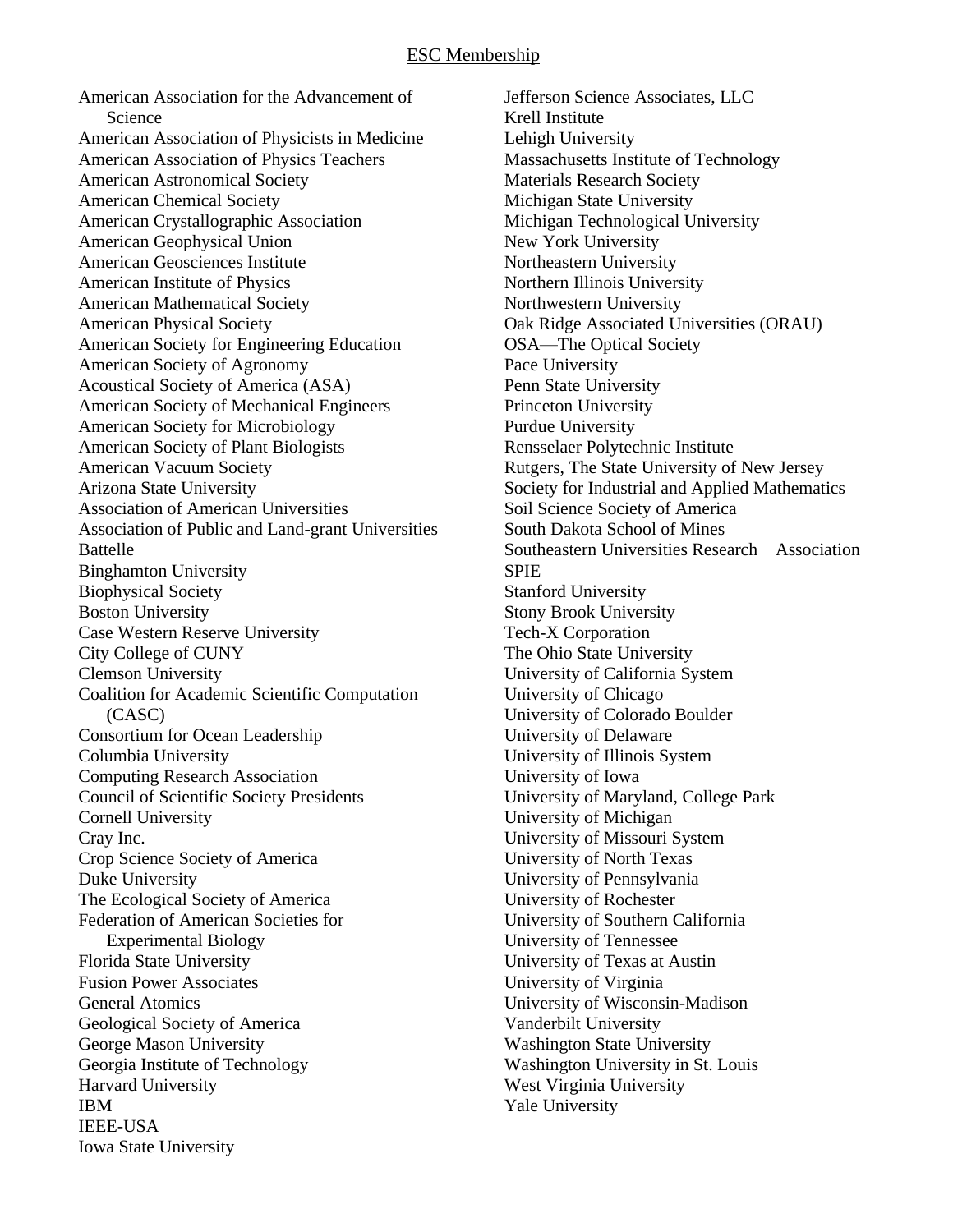ESC Membership

American Association for the Advancement of Science
American Association of Physicists in Medicine
American Association of Physics Teachers
American Astronomical Society
American Chemical Society
American Crystallographic Association
American Geophysical Union
American Geosciences Institute
American Institute of Physics
American Mathematical Society
American Physical Society
American Society for Engineering Education
American Society of Agronomy
Acoustical Society of America (ASA)
American Society of Mechanical Engineers
American Society for Microbiology
American Society of Plant Biologists
American Vacuum Society
Arizona State University
Association of American Universities
Association of Public and Land-grant Universities
Battelle
Binghamton University
Biophysical Society
Boston University
Case Western Reserve University
City College of CUNY
Clemson University
Coalition for Academic Scientific Computation (CASC)
Consortium for Ocean Leadership
Columbia University
Computing Research Association
Council of Scientific Society Presidents
Cornell University
Cray Inc.
Crop Science Society of America
Duke University
The Ecological Society of America
Federation of American Societies for Experimental Biology
Florida State University
Fusion Power Associates
General Atomics
Geological Society of America
George Mason University
Georgia Institute of Technology
Harvard University
IBM
IEEE-USA
Iowa State University
Jefferson Science Associates, LLC
Krell Institute
Lehigh University
Massachusetts Institute of Technology
Materials Research Society
Michigan State University
Michigan Technological University
New York University
Northeastern University
Northern Illinois University
Northwestern University
Oak Ridge Associated Universities (ORAU)
OSA—The Optical Society
Pace University
Penn State University
Princeton University
Purdue University
Rensselaer Polytechnic Institute
Rutgers, The State University of New Jersey
Society for Industrial and Applied Mathematics
Soil Science Society of America
South Dakota School of Mines
Southeastern Universities Research Association
SPIE
Stanford University
Stony Brook University
Tech-X Corporation
The Ohio State University
University of California System
University of Chicago
University of Colorado Boulder
University of Delaware
University of Illinois System
University of Iowa
University of Maryland, College Park
University of Michigan
University of Missouri System
University of North Texas
University of Pennsylvania
University of Rochester
University of Southern California
University of Tennessee
University of Texas at Austin
University of Virginia
University of Wisconsin-Madison
Vanderbilt University
Washington State University
Washington University in St. Louis
West Virginia University
Yale University